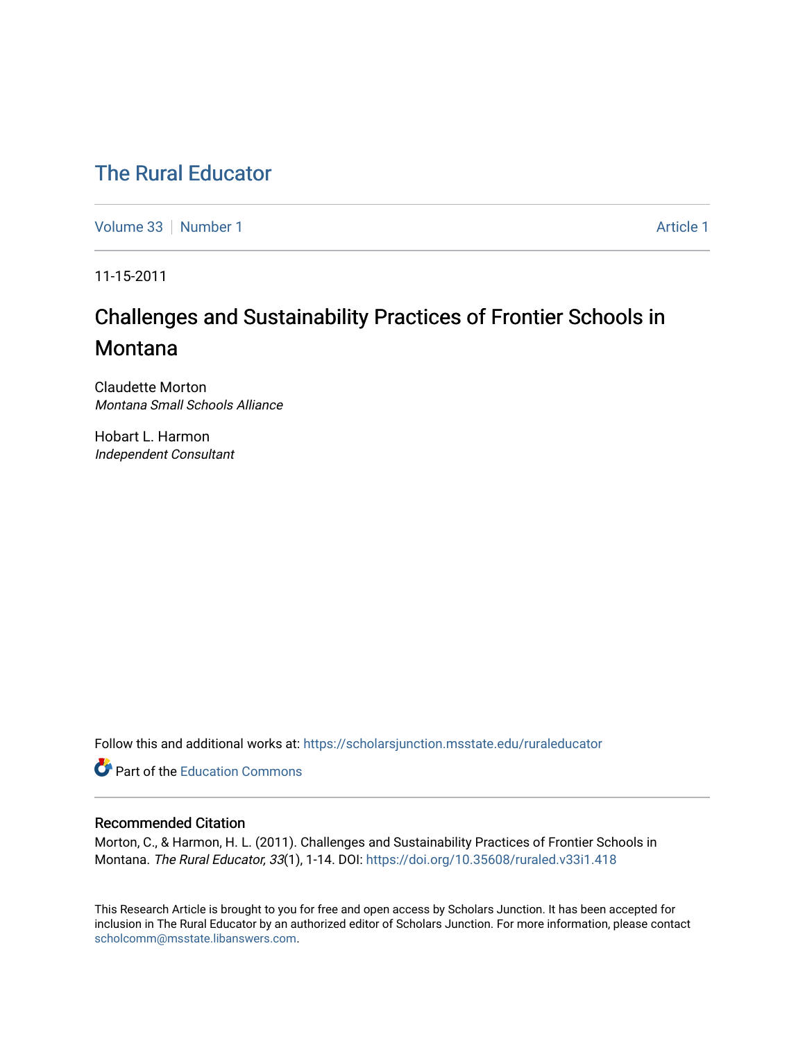# The Rural Educator

Volume 33 | Number 1 | Article 1

11-15-2011

## Challenges and Sustainability Practices of Frontier Schools in Montana

Claudette Morton
*Montana Small Schools Alliance*

Hobart L. Harmon
*Independent Consultant*

Follow this and additional works at: https://scholarsjunction.msstate.edu/ruraleducator

Part of the Education Commons

### Recommended Citation

Morton, C., & Harmon, H. L. (2011). Challenges and Sustainability Practices of Frontier Schools in Montana. *The Rural Educator, 33*(1), 1-14. DOI: https://doi.org/10.35608/ruraled.v33i1.418

This Research Article is brought to you for free and open access by Scholars Junction. It has been accepted for inclusion in The Rural Educator by an authorized editor of Scholars Junction. For more information, please contact scholcomm@msstate.libanswers.com.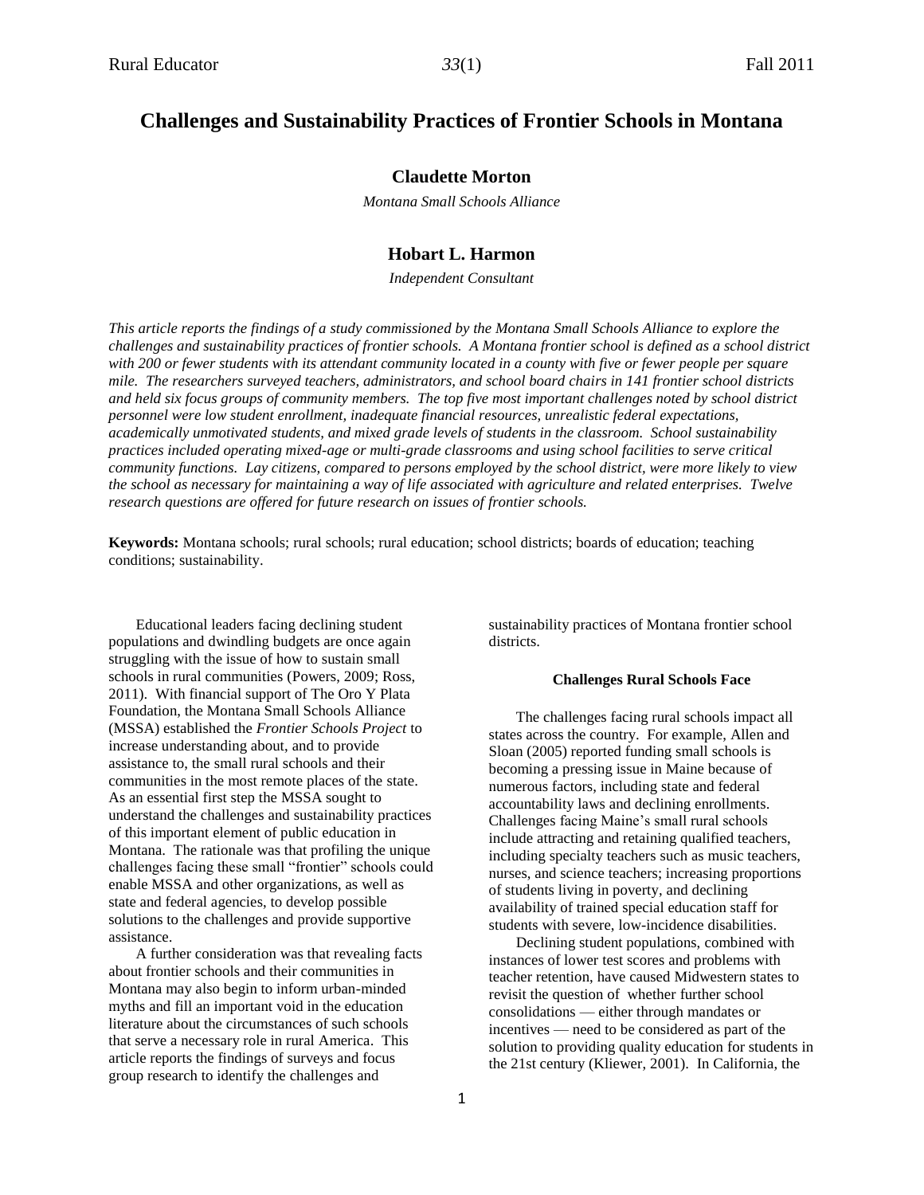# Challenges and Sustainability Practices of Frontier Schools in Montana

**Claudette Morton**

*Montana Small Schools Alliance*

**Hobart L. Harmon**

*Independent Consultant*

*This article reports the findings of a study commissioned by the Montana Small Schools Alliance to explore the challenges and sustainability practices of frontier schools. A Montana frontier school is defined as a school district with 200 or fewer students with its attendant community located in a county with five or fewer people per square mile. The researchers surveyed teachers, administrators, and school board chairs in 141 frontier school districts and held six focus groups of community members. The top five most important challenges noted by school district personnel were low student enrollment, inadequate financial resources, unrealistic federal expectations, academically unmotivated students, and mixed grade levels of students in the classroom. School sustainability practices included operating mixed-age or multi-grade classrooms and using school facilities to serve critical community functions. Lay citizens, compared to persons employed by the school district, were more likely to view the school as necessary for maintaining a way of life associated with agriculture and related enterprises. Twelve research questions are offered for future research on issues of frontier schools.*

**Keywords:** Montana schools; rural schools; rural education; school districts; boards of education; teaching conditions; sustainability.

Educational leaders facing declining student populations and dwindling budgets are once again struggling with the issue of how to sustain small schools in rural communities (Powers, 2009; Ross, 2011). With financial support of The Oro Y Plata Foundation, the Montana Small Schools Alliance (MSSA) established the *Frontier Schools Project* to increase understanding about, and to provide assistance to, the small rural schools and their communities in the most remote places of the state. As an essential first step the MSSA sought to understand the challenges and sustainability practices of this important element of public education in Montana. The rationale was that profiling the unique challenges facing these small "frontier" schools could enable MSSA and other organizations, as well as state and federal agencies, to develop possible solutions to the challenges and provide supportive assistance.

A further consideration was that revealing facts about frontier schools and their communities in Montana may also begin to inform urban-minded myths and fill an important void in the education literature about the circumstances of such schools that serve a necessary role in rural America. This article reports the findings of surveys and focus group research to identify the challenges and sustainability practices of Montana frontier school districts.

#### Challenges Rural Schools Face

The challenges facing rural schools impact all states across the country. For example, Allen and Sloan (2005) reported funding small schools is becoming a pressing issue in Maine because of numerous factors, including state and federal accountability laws and declining enrollments. Challenges facing Maine's small rural schools include attracting and retaining qualified teachers, including specialty teachers such as music teachers, nurses, and science teachers; increasing proportions of students living in poverty, and declining availability of trained special education staff for students with severe, low-incidence disabilities.

Declining student populations, combined with instances of lower test scores and problems with teacher retention, have caused Midwestern states to revisit the question of whether further school consolidations — either through mandates or incentives — need to be considered as part of the solution to providing quality education for students in the 21st century (Kliewer, 2001). In California, the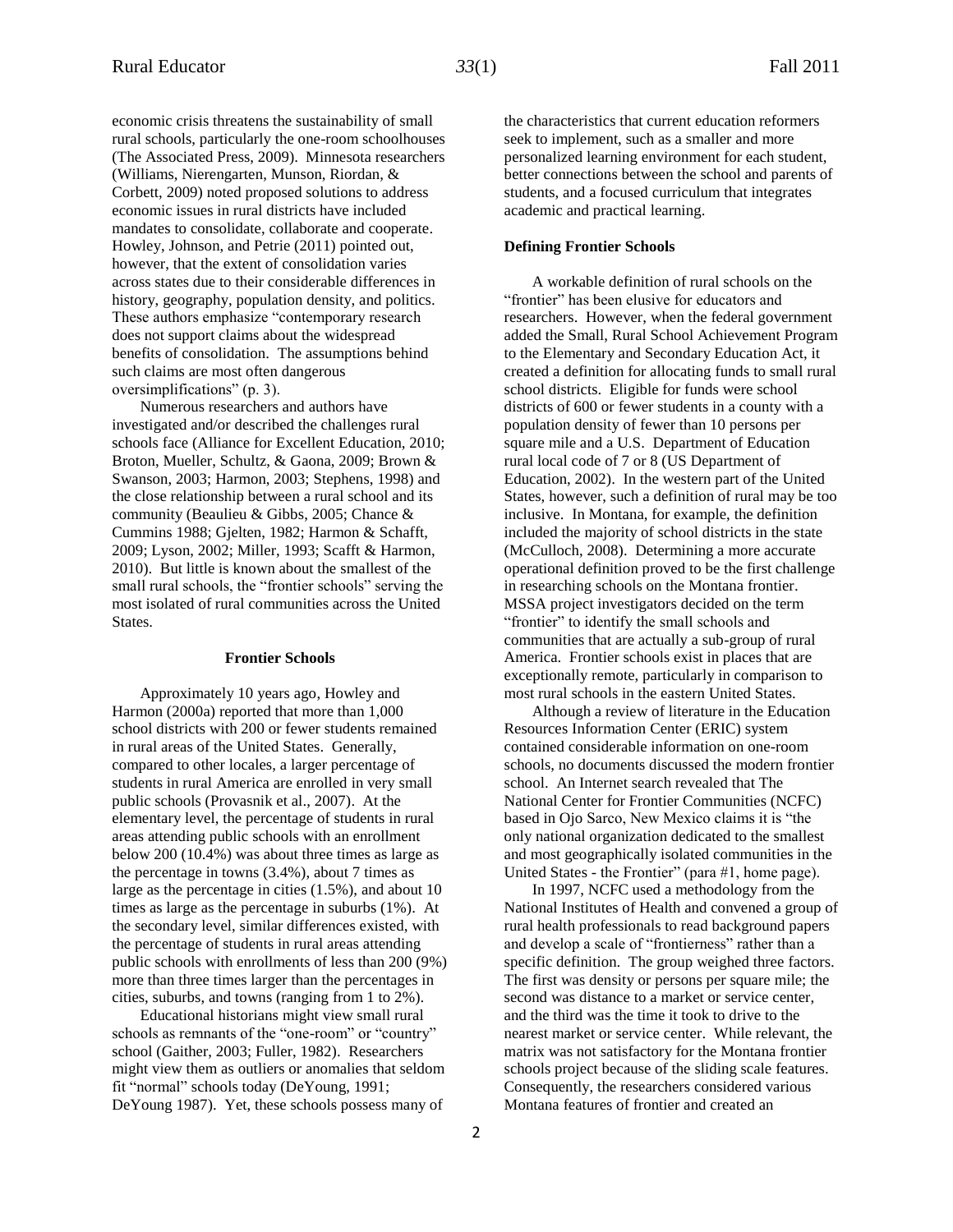economic crisis threatens the sustainability of small rural schools, particularly the one-room schoolhouses (The Associated Press, 2009). Minnesota researchers (Williams, Nierengarten, Munson, Riordan, & Corbett, 2009) noted proposed solutions to address economic issues in rural districts have included mandates to consolidate, collaborate and cooperate. Howley, Johnson, and Petrie (2011) pointed out, however, that the extent of consolidation varies across states due to their considerable differences in history, geography, population density, and politics. These authors emphasize "contemporary research does not support claims about the widespread benefits of consolidation. The assumptions behind such claims are most often dangerous oversimplifications" (p. 3).

Numerous researchers and authors have investigated and/or described the challenges rural schools face (Alliance for Excellent Education, 2010; Broton, Mueller, Schultz, & Gaona, 2009; Brown & Swanson, 2003; Harmon, 2003; Stephens, 1998) and the close relationship between a rural school and its community (Beaulieu & Gibbs, 2005; Chance & Cummins 1988; Gjelten, 1982; Harmon & Schafft, 2009; Lyson, 2002; Miller, 1993; Scafft & Harmon, 2010). But little is known about the smallest of the small rural schools, the "frontier schools" serving the most isolated of rural communities across the United States.

## Frontier Schools

Approximately 10 years ago, Howley and Harmon (2000a) reported that more than 1,000 school districts with 200 or fewer students remained in rural areas of the United States. Generally, compared to other locales, a larger percentage of students in rural America are enrolled in very small public schools (Provasnik et al., 2007). At the elementary level, the percentage of students in rural areas attending public schools with an enrollment below 200 (10.4%) was about three times as large as the percentage in towns (3.4%), about 7 times as large as the percentage in cities (1.5%), and about 10 times as large as the percentage in suburbs (1%). At the secondary level, similar differences existed, with the percentage of students in rural areas attending public schools with enrollments of less than 200 (9%) more than three times larger than the percentages in cities, suburbs, and towns (ranging from 1 to 2%).

Educational historians might view small rural schools as remnants of the "one-room" or "country" school (Gaither, 2003; Fuller, 1982). Researchers might view them as outliers or anomalies that seldom fit "normal" schools today (DeYoung, 1991; DeYoung 1987). Yet, these schools possess many of the characteristics that current education reformers seek to implement, such as a smaller and more personalized learning environment for each student, better connections between the school and parents of students, and a focused curriculum that integrates academic and practical learning.

### Defining Frontier Schools

A workable definition of rural schools on the "frontier" has been elusive for educators and researchers. However, when the federal government added the Small, Rural School Achievement Program to the Elementary and Secondary Education Act, it created a definition for allocating funds to small rural school districts. Eligible for funds were school districts of 600 or fewer students in a county with a population density of fewer than 10 persons per square mile and a U.S. Department of Education rural local code of 7 or 8 (US Department of Education, 2002). In the western part of the United States, however, such a definition of rural may be too inclusive. In Montana, for example, the definition included the majority of school districts in the state (McCulloch, 2008). Determining a more accurate operational definition proved to be the first challenge in researching schools on the Montana frontier. MSSA project investigators decided on the term "frontier" to identify the small schools and communities that are actually a sub-group of rural America. Frontier schools exist in places that are exceptionally remote, particularly in comparison to most rural schools in the eastern United States.

Although a review of literature in the Education Resources Information Center (ERIC) system contained considerable information on one-room schools, no documents discussed the modern frontier school. An Internet search revealed that The National Center for Frontier Communities (NCFC) based in Ojo Sarco, New Mexico claims it is "the only national organization dedicated to the smallest and most geographically isolated communities in the United States - the Frontier" (para #1, home page).

In 1997, NCFC used a methodology from the National Institutes of Health and convened a group of rural health professionals to read background papers and develop a scale of "frontierness" rather than a specific definition. The group weighed three factors. The first was density or persons per square mile; the second was distance to a market or service center, and the third was the time it took to drive to the nearest market or service center. While relevant, the matrix was not satisfactory for the Montana frontier schools project because of the sliding scale features. Consequently, the researchers considered various Montana features of frontier and created an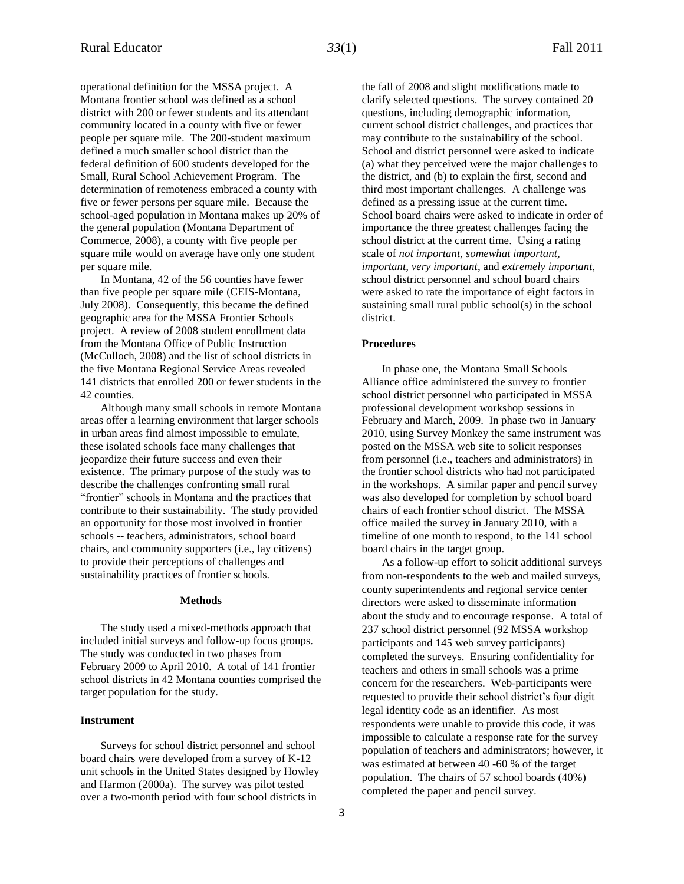operational definition for the MSSA project. A Montana frontier school was defined as a school district with 200 or fewer students and its attendant community located in a county with five or fewer people per square mile. The 200-student maximum defined a much smaller school district than the federal definition of 600 students developed for the Small, Rural School Achievement Program. The determination of remoteness embraced a county with five or fewer persons per square mile. Because the school-aged population in Montana makes up 20% of the general population (Montana Department of Commerce, 2008), a county with five people per square mile would on average have only one student per square mile.

In Montana, 42 of the 56 counties have fewer than five people per square mile (CEIS-Montana, July 2008). Consequently, this became the defined geographic area for the MSSA Frontier Schools project. A review of 2008 student enrollment data from the Montana Office of Public Instruction (McCulloch, 2008) and the list of school districts in the five Montana Regional Service Areas revealed 141 districts that enrolled 200 or fewer students in the 42 counties.

Although many small schools in remote Montana areas offer a learning environment that larger schools in urban areas find almost impossible to emulate, these isolated schools face many challenges that jeopardize their future success and even their existence. The primary purpose of the study was to describe the challenges confronting small rural "frontier" schools in Montana and the practices that contribute to their sustainability. The study provided an opportunity for those most involved in frontier schools -- teachers, administrators, school board chairs, and community supporters (i.e., lay citizens) to provide their perceptions of challenges and sustainability practices of frontier schools.

## Methods

The study used a mixed-methods approach that included initial surveys and follow-up focus groups. The study was conducted in two phases from February 2009 to April 2010. A total of 141 frontier school districts in 42 Montana counties comprised the target population for the study.

### Instrument

Surveys for school district personnel and school board chairs were developed from a survey of K-12 unit schools in the United States designed by Howley and Harmon (2000a). The survey was pilot tested over a two-month period with four school districts in the fall of 2008 and slight modifications made to clarify selected questions. The survey contained 20 questions, including demographic information, current school district challenges, and practices that may contribute to the sustainability of the school. School and district personnel were asked to indicate (a) what they perceived were the major challenges to the district, and (b) to explain the first, second and third most important challenges. A challenge was defined as a pressing issue at the current time. School board chairs were asked to indicate in order of importance the three greatest challenges facing the school district at the current time. Using a rating scale of *not important, somewhat important, important, very important*, and *extremely important*, school district personnel and school board chairs were asked to rate the importance of eight factors in sustaining small rural public school(s) in the school district.

### Procedures

In phase one, the Montana Small Schools Alliance office administered the survey to frontier school district personnel who participated in MSSA professional development workshop sessions in February and March, 2009. In phase two in January 2010, using Survey Monkey the same instrument was posted on the MSSA web site to solicit responses from personnel (i.e., teachers and administrators) in the frontier school districts who had not participated in the workshops. A similar paper and pencil survey was also developed for completion by school board chairs of each frontier school district. The MSSA office mailed the survey in January 2010, with a timeline of one month to respond, to the 141 school board chairs in the target group.

As a follow-up effort to solicit additional surveys from non-respondents to the web and mailed surveys, county superintendents and regional service center directors were asked to disseminate information about the study and to encourage response. A total of 237 school district personnel (92 MSSA workshop participants and 145 web survey participants) completed the surveys. Ensuring confidentiality for teachers and others in small schools was a prime concern for the researchers. Web-participants were requested to provide their school district's four digit legal identity code as an identifier. As most respondents were unable to provide this code, it was impossible to calculate a response rate for the survey population of teachers and administrators; however, it was estimated at between 40 -60 % of the target population. The chairs of 57 school boards (40%) completed the paper and pencil survey.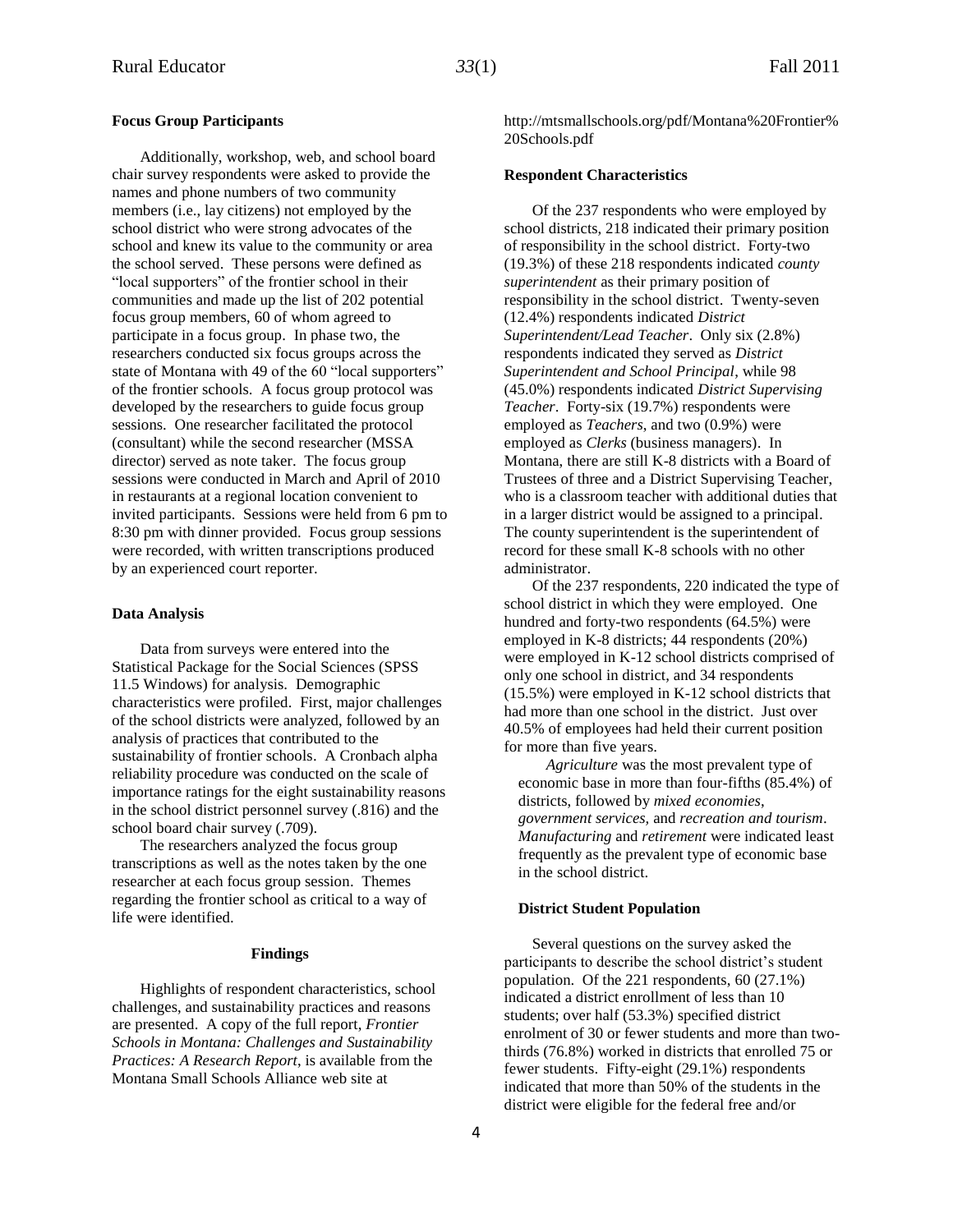**Focus Group Participants**

Additionally, workshop, web, and school board chair survey respondents were asked to provide the names and phone numbers of two community members (i.e., lay citizens) not employed by the school district who were strong advocates of the school and knew its value to the community or area the school served. These persons were defined as "local supporters" of the frontier school in their communities and made up the list of 202 potential focus group members, 60 of whom agreed to participate in a focus group. In phase two, the researchers conducted six focus groups across the state of Montana with 49 of the 60 "local supporters" of the frontier schools. A focus group protocol was developed by the researchers to guide focus group sessions. One researcher facilitated the protocol (consultant) while the second researcher (MSSA director) served as note taker. The focus group sessions were conducted in March and April of 2010 in restaurants at a regional location convenient to invited participants. Sessions were held from 6 pm to 8:30 pm with dinner provided. Focus group sessions were recorded, with written transcriptions produced by an experienced court reporter.

**Data Analysis**

Data from surveys were entered into the Statistical Package for the Social Sciences (SPSS 11.5 Windows) for analysis. Demographic characteristics were profiled. First, major challenges of the school districts were analyzed, followed by an analysis of practices that contributed to the sustainability of frontier schools. A Cronbach alpha reliability procedure was conducted on the scale of importance ratings for the eight sustainability reasons in the school district personnel survey (.816) and the school board chair survey (.709).

The researchers analyzed the focus group transcriptions as well as the notes taken by the one researcher at each focus group session. Themes regarding the frontier school as critical to a way of life were identified.

## Findings

Highlights of respondent characteristics, school challenges, and sustainability practices and reasons are presented. A copy of the full report, *Frontier Schools in Montana: Challenges and Sustainability Practices: A Research Report*, is available from the Montana Small Schools Alliance web site at http://mtsmallschools.org/pdf/Montana%20Frontier%20Schools.pdf

**Respondent Characteristics**

Of the 237 respondents who were employed by school districts, 218 indicated their primary position of responsibility in the school district. Forty-two (19.3%) of these 218 respondents indicated *county superintendent* as their primary position of responsibility in the school district. Twenty-seven (12.4%) respondents indicated *District Superintendent/Lead Teacher*. Only six (2.8%) respondents indicated they served as *District Superintendent and School Principal*, while 98 (45.0%) respondents indicated *District Supervising Teacher*. Forty-six (19.7%) respondents were employed as *Teachers*, and two (0.9%) were employed as *Clerks* (business managers). In Montana, there are still K-8 districts with a Board of Trustees of three and a District Supervising Teacher, who is a classroom teacher with additional duties that in a larger district would be assigned to a principal. The county superintendent is the superintendent of record for these small K-8 schools with no other administrator.

Of the 237 respondents, 220 indicated the type of school district in which they were employed. One hundred and forty-two respondents (64.5%) were employed in K-8 districts; 44 respondents (20%) were employed in K-12 school districts comprised of only one school in district, and 34 respondents (15.5%) were employed in K-12 school districts that had more than one school in the district. Just over 40.5% of employees had held their current position for more than five years.

*Agriculture* was the most prevalent type of economic base in more than four-fifths (85.4%) of districts, followed by *mixed economies*, *government services,* and *recreation and tourism*. *Manufacturing* and *retirement* were indicated least frequently as the prevalent type of economic base in the school district.

**District Student Population**

Several questions on the survey asked the participants to describe the school district's student population. Of the 221 respondents, 60 (27.1%) indicated a district enrollment of less than 10 students; over half (53.3%) specified district enrolment of 30 or fewer students and more than two-thirds (76.8%) worked in districts that enrolled 75 or fewer students. Fifty-eight (29.1%) respondents indicated that more than 50% of the students in the district were eligible for the federal free and/or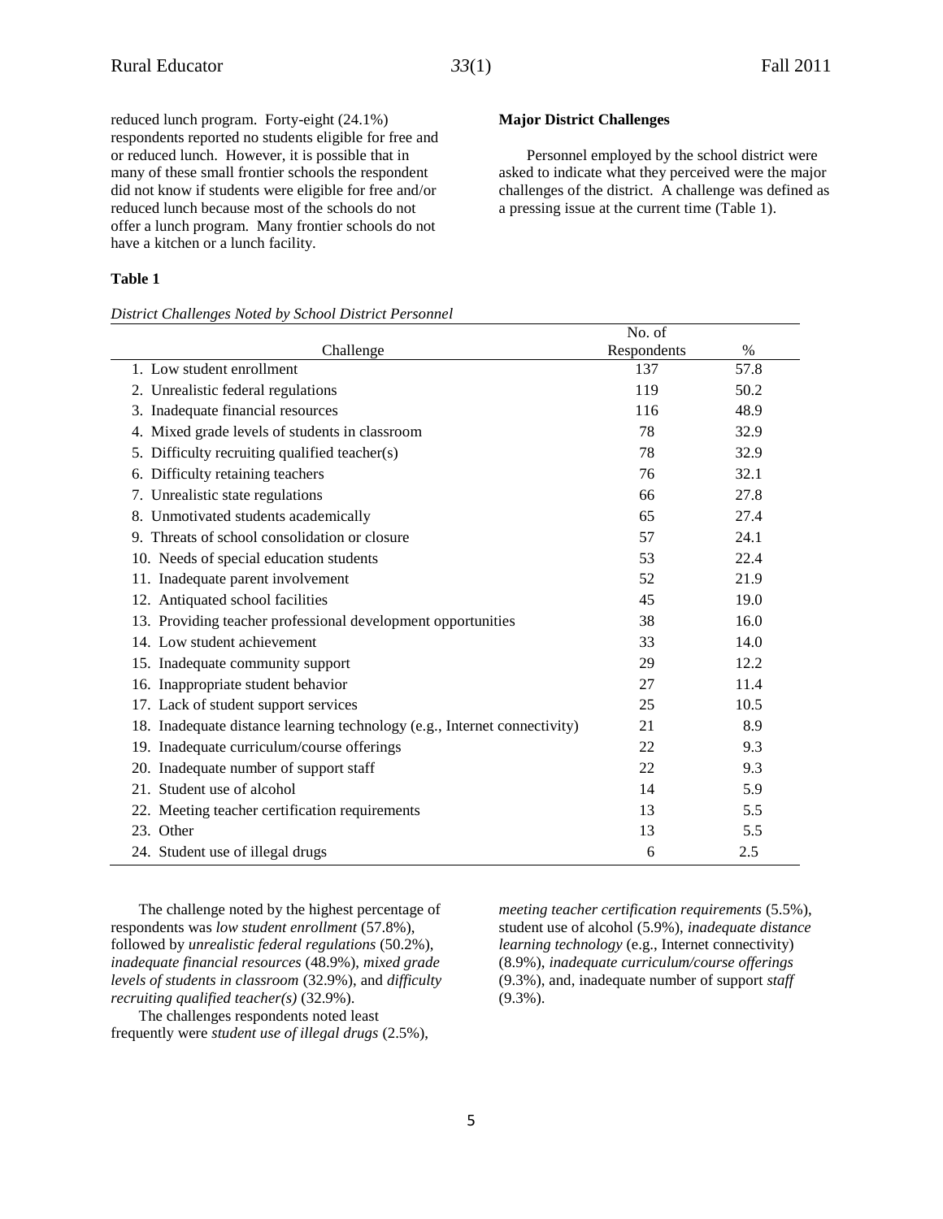reduced lunch program. Forty-eight (24.1%) respondents reported no students eligible for free and or reduced lunch. However, it is possible that in many of these small frontier schools the respondent did not know if students were eligible for free and/or reduced lunch because most of the schools do not offer a lunch program. Many frontier schools do not have a kitchen or a lunch facility.

**Major District Challenges**

Personnel employed by the school district were asked to indicate what they perceived were the major challenges of the district. A challenge was defined as a pressing issue at the current time (Table 1).

**Table 1**

*District Challenges Noted by School District Personnel*

| Challenge | No. of Respondents | % |
|---|---|---|
| 1. Low student enrollment | 137 | 57.8 |
| 2. Unrealistic federal regulations | 119 | 50.2 |
| 3. Inadequate financial resources | 116 | 48.9 |
| 4. Mixed grade levels of students in classroom | 78 | 32.9 |
| 5. Difficulty recruiting qualified teacher(s) | 78 | 32.9 |
| 6. Difficulty retaining teachers | 76 | 32.1 |
| 7. Unrealistic state regulations | 66 | 27.8 |
| 8. Unmotivated students academically | 65 | 27.4 |
| 9. Threats of school consolidation or closure | 57 | 24.1 |
| 10. Needs of special education students | 53 | 22.4 |
| 11. Inadequate parent involvement | 52 | 21.9 |
| 12. Antiquated school facilities | 45 | 19.0 |
| 13. Providing teacher professional development opportunities | 38 | 16.0 |
| 14. Low student achievement | 33 | 14.0 |
| 15. Inadequate community support | 29 | 12.2 |
| 16. Inappropriate student behavior | 27 | 11.4 |
| 17. Lack of student support services | 25 | 10.5 |
| 18. Inadequate distance learning technology (e.g., Internet connectivity) | 21 | 8.9 |
| 19. Inadequate curriculum/course offerings | 22 | 9.3 |
| 20. Inadequate number of support staff | 22 | 9.3 |
| 21. Student use of alcohol | 14 | 5.9 |
| 22. Meeting teacher certification requirements | 13 | 5.5 |
| 23. Other | 13 | 5.5 |
| 24. Student use of illegal drugs | 6 | 2.5 |

The challenge noted by the highest percentage of respondents was *low student enrollment* (57.8%), followed by *unrealistic federal regulations* (50.2%), *inadequate financial resources* (48.9%), *mixed grade levels of students in classroom* (32.9%), and *difficulty recruiting qualified teacher(s)* (32.9%).

The challenges respondents noted least frequently were *student use of illegal drugs* (2.5%), *meeting teacher certification requirements* (5.5%), student use of alcohol (5.9%), *inadequate distance learning technology* (e.g., Internet connectivity) (8.9%), *inadequate curriculum/course offerings* (9.3%), and, inadequate number of support *staff* (9.3%).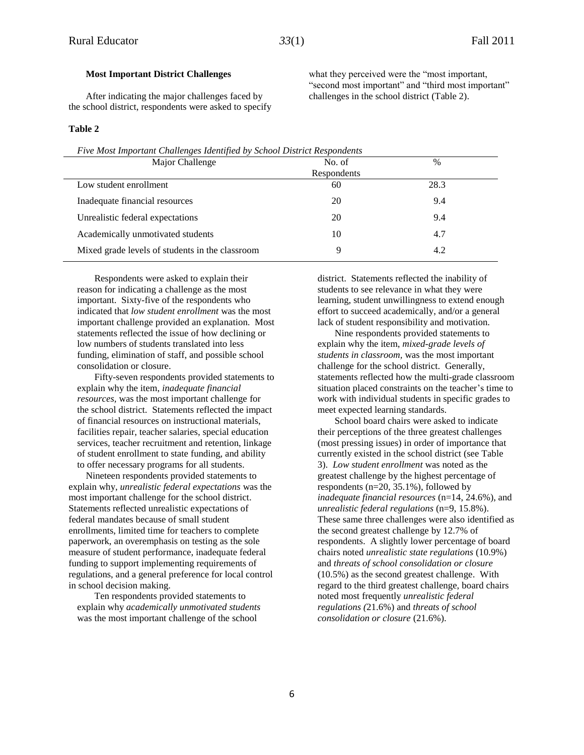### Most Important District Challenges

After indicating the major challenges faced by the school district, respondents were asked to specify what they perceived were the "most important, "second most important" and "third most important" challenges in the school district (Table 2).

**Table 2**

*Five Most Important Challenges Identified by School District Respondents*

| Major Challenge | No. of Respondents | % |
|---|---|---|
| Low student enrollment | 60 | 28.3 |
| Inadequate financial resources | 20 | 9.4 |
| Unrealistic federal expectations | 20 | 9.4 |
| Academically unmotivated students | 10 | 4.7 |
| Mixed grade levels of students in the classroom | 9 | 4.2 |

Respondents were asked to explain their reason for indicating a challenge as the most important. Sixty-five of the respondents who indicated that *low student enrollment* was the most important challenge provided an explanation. Most statements reflected the issue of how declining or low numbers of students translated into less funding, elimination of staff, and possible school consolidation or closure.

Fifty-seven respondents provided statements to explain why the item, *inadequate financial resources*, was the most important challenge for the school district. Statements reflected the impact of financial resources on instructional materials, facilities repair, teacher salaries, special education services, teacher recruitment and retention, linkage of student enrollment to state funding, and ability to offer necessary programs for all students.

Nineteen respondents provided statements to explain why, *unrealistic federal expectations* was the most important challenge for the school district. Statements reflected unrealistic expectations of federal mandates because of small student enrollments, limited time for teachers to complete paperwork, an overemphasis on testing as the sole measure of student performance, inadequate federal funding to support implementing requirements of regulations, and a general preference for local control in school decision making.

Ten respondents provided statements to explain why *academically unmotivated students* was the most important challenge of the school district. Statements reflected the inability of students to see relevance in what they were learning, student unwillingness to extend enough effort to succeed academically, and/or a general lack of student responsibility and motivation.

Nine respondents provided statements to explain why the item, *mixed-grade levels of students in classroom*, was the most important challenge for the school district. Generally, statements reflected how the multi-grade classroom situation placed constraints on the teacher's time to work with individual students in specific grades to meet expected learning standards.

School board chairs were asked to indicate their perceptions of the three greatest challenges (most pressing issues) in order of importance that currently existed in the school district (see Table 3). *Low student enrollment* was noted as the greatest challenge by the highest percentage of respondents (n=20, 35.1%), followed by *inadequate financial resources* (n=14, 24.6%), and *unrealistic federal regulations* (n=9, 15.8%). These same three challenges were also identified as the second greatest challenge by 12.7% of respondents. A slightly lower percentage of board chairs noted *unrealistic state regulations* (10.9%) and *threats of school consolidation or closure* (10.5%) as the second greatest challenge. With regard to the third greatest challenge, board chairs noted most frequently *unrealistic federal regulations (*21.6%) and *threats of school consolidation or closure* (21.6%).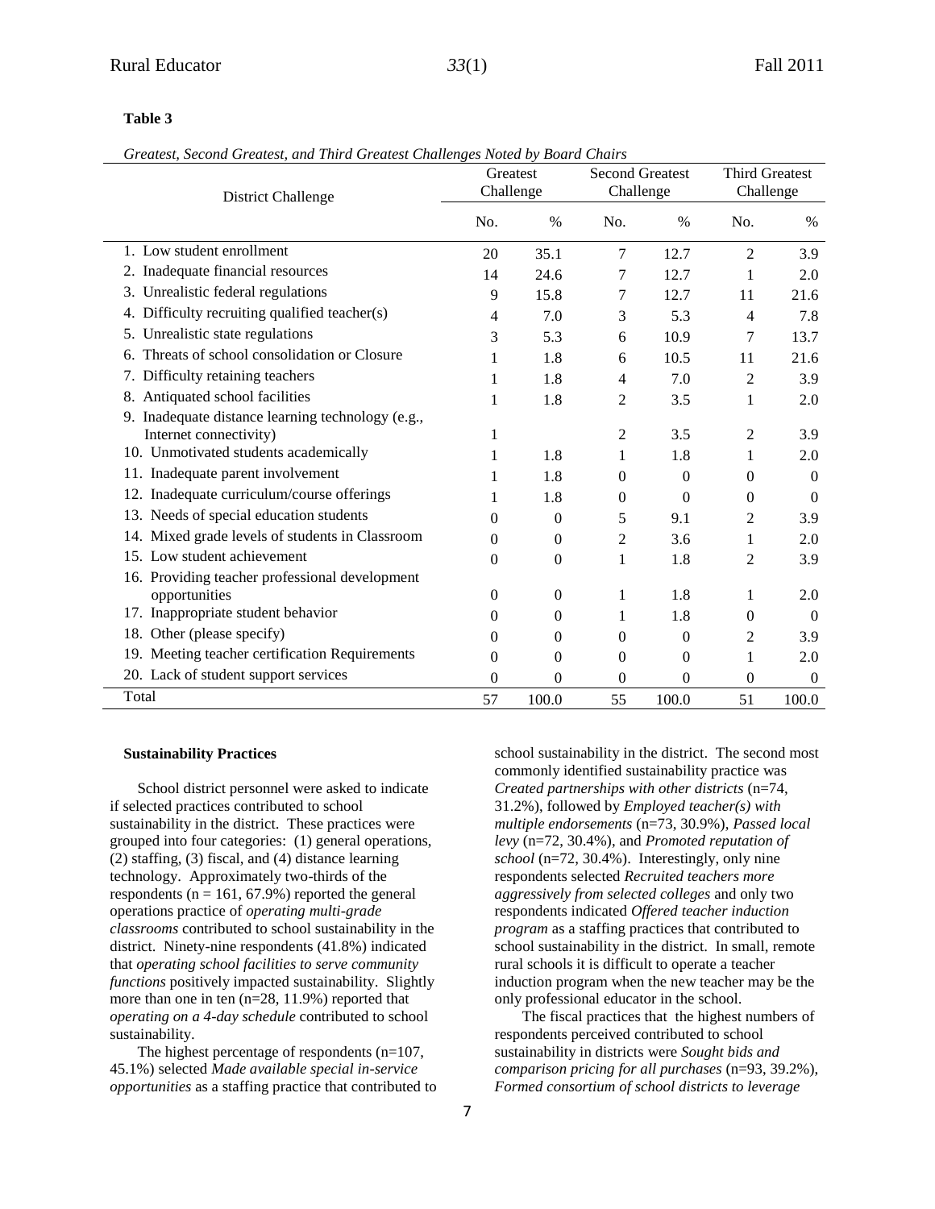**Table 3**

*Greatest, Second Greatest, and Third Greatest Challenges Noted by Board Chairs*

| District Challenge | Greatest Challenge | | Second Greatest Challenge | | Third Greatest Challenge | |
|---|---|---|---|---|---|---|
| | No. | % | No. | % | No. | % |
| 1. Low student enrollment | 20 | 35.1 | 7 | 12.7 | 2 | 3.9 |
| 2. Inadequate financial resources | 14 | 24.6 | 7 | 12.7 | 1 | 2.0 |
| 3. Unrealistic federal regulations | 9 | 15.8 | 7 | 12.7 | 11 | 21.6 |
| 4. Difficulty recruiting qualified teacher(s) | 4 | 7.0 | 3 | 5.3 | 4 | 7.8 |
| 5. Unrealistic state regulations | 3 | 5.3 | 6 | 10.9 | 7 | 13.7 |
| 6. Threats of school consolidation or Closure | 1 | 1.8 | 6 | 10.5 | 11 | 21.6 |
| 7. Difficulty retaining teachers | 1 | 1.8 | 4 | 7.0 | 2 | 3.9 |
| 8. Antiquated school facilities | 1 | 1.8 | 2 | 3.5 | 1 | 2.0 |
| 9. Inadequate distance learning technology (e.g., Internet connectivity) | 1 | | 2 | 3.5 | 2 | 3.9 |
| 10. Unmotivated students academically | 1 | 1.8 | 1 | 1.8 | 1 | 2.0 |
| 11. Inadequate parent involvement | 1 | 1.8 | 0 | 0 | 0 | 0 |
| 12. Inadequate curriculum/course offerings | 1 | 1.8 | 0 | 0 | 0 | 0 |
| 13. Needs of special education students | 0 | 0 | 5 | 9.1 | 2 | 3.9 |
| 14. Mixed grade levels of students in Classroom | 0 | 0 | 2 | 3.6 | 1 | 2.0 |
| 15. Low student achievement | 0 | 0 | 1 | 1.8 | 2 | 3.9 |
| 16. Providing teacher professional development opportunities | 0 | 0 | 1 | 1.8 | 1 | 2.0 |
| 17. Inappropriate student behavior | 0 | 0 | 1 | 1.8 | 0 | 0 |
| 18. Other (please specify) | 0 | 0 | 0 | 0 | 2 | 3.9 |
| 19. Meeting teacher certification Requirements | 0 | 0 | 0 | 0 | 1 | 2.0 |
| 20. Lack of student support services | 0 | 0 | 0 | 0 | 0 | 0 |
| Total | 57 | 100.0 | 55 | 100.0 | 51 | 100.0 |

**Sustainability Practices**

School district personnel were asked to indicate if selected practices contributed to school sustainability in the district. These practices were grouped into four categories: (1) general operations, (2) staffing, (3) fiscal, and (4) distance learning technology. Approximately two-thirds of the respondents (n = 161, 67.9%) reported the general operations practice of *operating multi-grade classrooms* contributed to school sustainability in the district. Ninety-nine respondents (41.8%) indicated that *operating school facilities to serve community functions* positively impacted sustainability. Slightly more than one in ten (n=28, 11.9%) reported that *operating on a 4-day schedule* contributed to school sustainability.

The highest percentage of respondents (n=107, 45.1%) selected *Made available special in-service opportunities* as a staffing practice that contributed to school sustainability in the district. The second most commonly identified sustainability practice was *Created partnerships with other districts* (n=74, 31.2%), followed by *Employed teacher(s) with multiple endorsements* (n=73, 30.9%), *Passed local levy* (n=72, 30.4%), and *Promoted reputation of school* (n=72, 30.4%). Interestingly, only nine respondents selected *Recruited teachers more aggressively from selected colleges* and only two respondents indicated *Offered teacher induction program* as a staffing practices that contributed to school sustainability in the district. In small, remote rural schools it is difficult to operate a teacher induction program when the new teacher may be the only professional educator in the school.

The fiscal practices that the highest numbers of respondents perceived contributed to school sustainability in districts were *Sought bids and comparison pricing for all purchases* (n=93, 39.2%), *Formed consortium of school districts to leverage*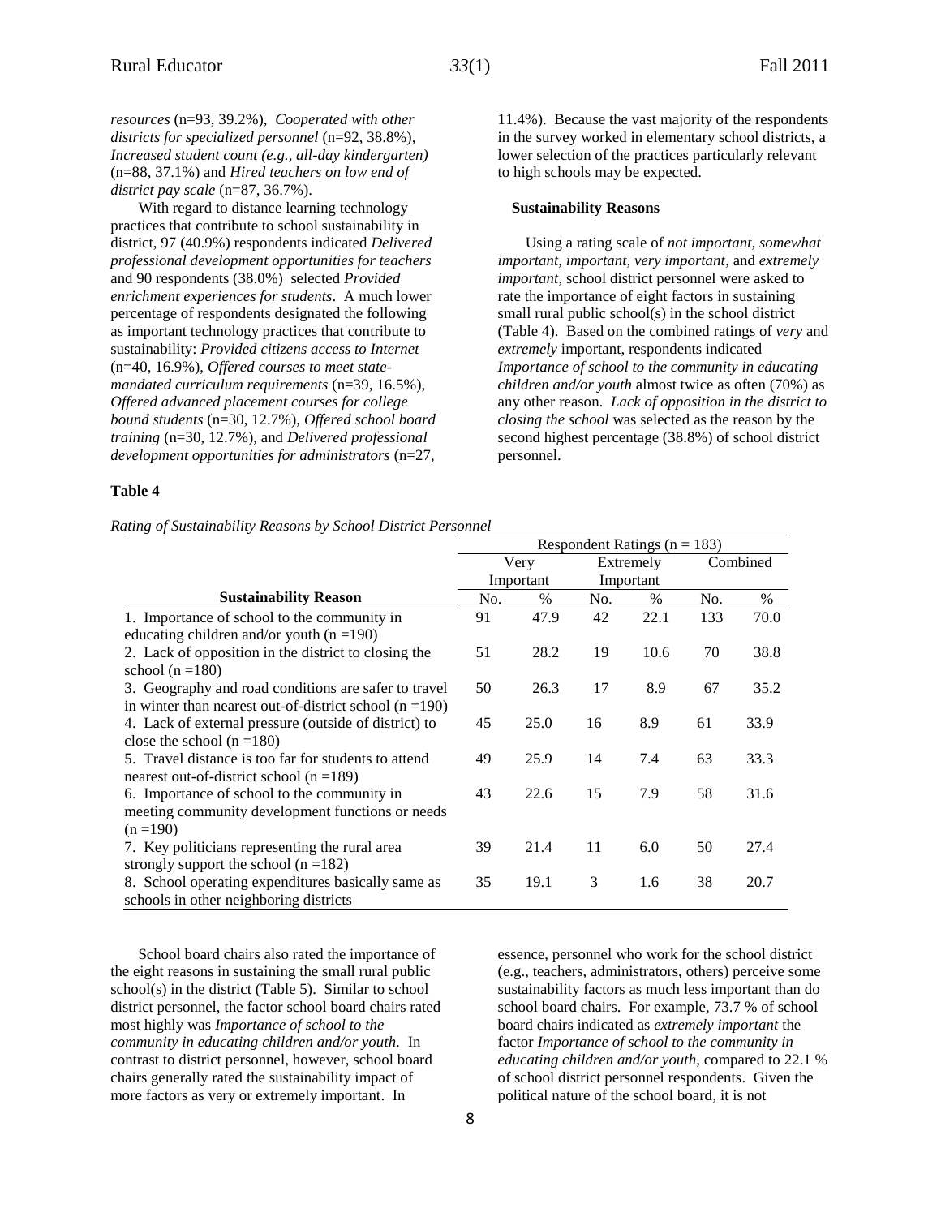*resources* (n=93, 39.2%), *Cooperated with other districts for specialized personnel* (n=92, 38.8%), *Increased student count (e.g., all-day kindergarten)* (n=88, 37.1%) and *Hired teachers on low end of district pay scale* (n=87, 36.7%).

With regard to distance learning technology practices that contribute to school sustainability in district, 97 (40.9%) respondents indicated *Delivered professional development opportunities for teachers* and 90 respondents (38.0%) selected *Provided enrichment experiences for students*. A much lower percentage of respondents designated the following as important technology practices that contribute to sustainability: *Provided citizens access to Internet* (n=40, 16.9%), *Offered courses to meet state-mandated curriculum requirements* (n=39, 16.5%), *Offered advanced placement courses for college bound students* (n=30, 12.7%), *Offered school board training* (n=30, 12.7%), and *Delivered professional development opportunities for administrators* (n=27, 11.4%). Because the vast majority of the respondents in the survey worked in elementary school districts, a lower selection of the practices particularly relevant to high schools may be expected.

### Sustainability Reasons

Using a rating scale of *not important, somewhat important, important, very important,* and *extremely important*, school district personnel were asked to rate the importance of eight factors in sustaining small rural public school(s) in the school district (Table 4). Based on the combined ratings of *very* and *extremely* important, respondents indicated *Importance of school to the community in educating children and/or youth* almost twice as often (70%) as any other reason. *Lack of opposition in the district to closing the school* was selected as the reason by the second highest percentage (38.8%) of school district personnel.

**Table 4**

*Rating of Sustainability Reasons by School District Personnel*

| | Respondent Ratings (n = 183) | | | | | |
|---|---|---|---|---|---|---|
| | Very Important | | Extremely Important | | Combined | |
| **Sustainability Reason** | No. | % | No. | % | No. | % |
| 1. Importance of school to the community in educating children and/or youth (n =190) | 91 | 47.9 | 42 | 22.1 | 133 | 70.0 |
| 2. Lack of opposition in the district to closing the school (n =180) | 51 | 28.2 | 19 | 10.6 | 70 | 38.8 |
| 3. Geography and road conditions are safer to travel in winter than nearest out-of-district school (n =190) | 50 | 26.3 | 17 | 8.9 | 67 | 35.2 |
| 4. Lack of external pressure (outside of district) to close the school (n =180) | 45 | 25.0 | 16 | 8.9 | 61 | 33.9 |
| 5. Travel distance is too far for students to attend nearest out-of-district school (n =189) | 49 | 25.9 | 14 | 7.4 | 63 | 33.3 |
| 6. Importance of school to the community in meeting community development functions or needs (n =190) | 43 | 22.6 | 15 | 7.9 | 58 | 31.6 |
| 7. Key politicians representing the rural area strongly support the school (n =182) | 39 | 21.4 | 11 | 6.0 | 50 | 27.4 |
| 8. School operating expenditures basically same as schools in other neighboring districts | 35 | 19.1 | 3 | 1.6 | 38 | 20.7 |

School board chairs also rated the importance of the eight reasons in sustaining the small rural public school(s) in the district (Table 5). Similar to school district personnel, the factor school board chairs rated most highly was *Importance of school to the community in educating children and/or youth*. In contrast to district personnel, however, school board chairs generally rated the sustainability impact of more factors as very or extremely important. In essence, personnel who work for the school district (e.g., teachers, administrators, others) perceive some sustainability factors as much less important than do school board chairs. For example, 73.7 % of school board chairs indicated as *extremely important* the factor *Importance of school to the community in educating children and/or youth,* compared to 22.1 % of school district personnel respondents. Given the political nature of the school board, it is not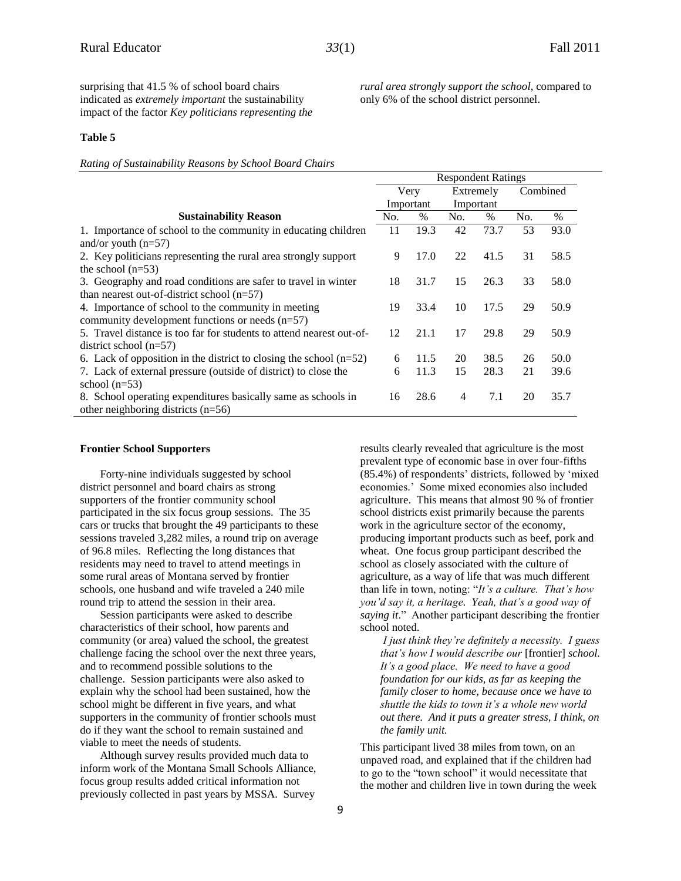surprising that 41.5 % of school board chairs indicated as *extremely important* the sustainability impact of the factor *Key politicians representing the rural area strongly support the school*, compared to only 6% of the school district personnel.

**Table 5**

*Rating of Sustainability Reasons by School Board Chairs*

| | Respondent Ratings | | | | | |
|---|---|---|---|---|---|---|
| | Very Important | | Extremely Important | | Combined | |
| **Sustainability Reason** | No. | % | No. | % | No. | % |
| 1. Importance of school to the community in educating children and/or youth (n=57) | 11 | 19.3 | 42 | 73.7 | 53 | 93.0 |
| 2. Key politicians representing the rural area strongly support the school (n=53) | 9 | 17.0 | 22 | 41.5 | 31 | 58.5 |
| 3. Geography and road conditions are safer to travel in winter than nearest out-of-district school (n=57) | 18 | 31.7 | 15 | 26.3 | 33 | 58.0 |
| 4. Importance of school to the community in meeting community development functions or needs (n=57) | 19 | 33.4 | 10 | 17.5 | 29 | 50.9 |
| 5. Travel distance is too far for students to attend nearest out-of-district school (n=57) | 12 | 21.1 | 17 | 29.8 | 29 | 50.9 |
| 6. Lack of opposition in the district to closing the school (n=52) | 6 | 11.5 | 20 | 38.5 | 26 | 50.0 |
| 7. Lack of external pressure (outside of district) to close the school (n=53) | 6 | 11.3 | 15 | 28.3 | 21 | 39.6 |
| 8. School operating expenditures basically same as schools in other neighboring districts (n=56) | 16 | 28.6 | 4 | 7.1 | 20 | 35.7 |

**Frontier School Supporters**

Forty-nine individuals suggested by school district personnel and board chairs as strong supporters of the frontier community school participated in the six focus group sessions. The 35 cars or trucks that brought the 49 participants to these sessions traveled 3,282 miles, a round trip on average of 96.8 miles. Reflecting the long distances that residents may need to travel to attend meetings in some rural areas of Montana served by frontier schools, one husband and wife traveled a 240 mile round trip to attend the session in their area.

Session participants were asked to describe characteristics of their school, how parents and community (or area) valued the school, the greatest challenge facing the school over the next three years, and to recommend possible solutions to the challenge. Session participants were also asked to explain why the school had been sustained, how the school might be different in five years, and what supporters in the community of frontier schools must do if they want the school to remain sustained and viable to meet the needs of students.

Although survey results provided much data to inform work of the Montana Small Schools Alliance, focus group results added critical information not previously collected in past years by MSSA. Survey results clearly revealed that agriculture is the most prevalent type of economic base in over four-fifths (85.4%) of respondents' districts, followed by 'mixed economies.' Some mixed economies also included agriculture. This means that almost 90 % of frontier school districts exist primarily because the parents work in the agriculture sector of the economy, producing important products such as beef, pork and wheat. One focus group participant described the school as closely associated with the culture of agriculture, as a way of life that was much different than life in town, noting: "*It's a culture. That's how you'd say it, a heritage. Yeah, that's a good way of saying it*." Another participant describing the frontier school noted.

> *I just think they're definitely a necessity. I guess that's how I would describe our* [frontier] *school. It's a good place. We need to have a good foundation for our kids, as far as keeping the family closer to home, because once we have to shuttle the kids to town it's a whole new world out there. And it puts a greater stress, I think, on the family unit.*

This participant lived 38 miles from town, on an unpaved road, and explained that if the children had to go to the "town school" it would necessitate that the mother and children live in town during the week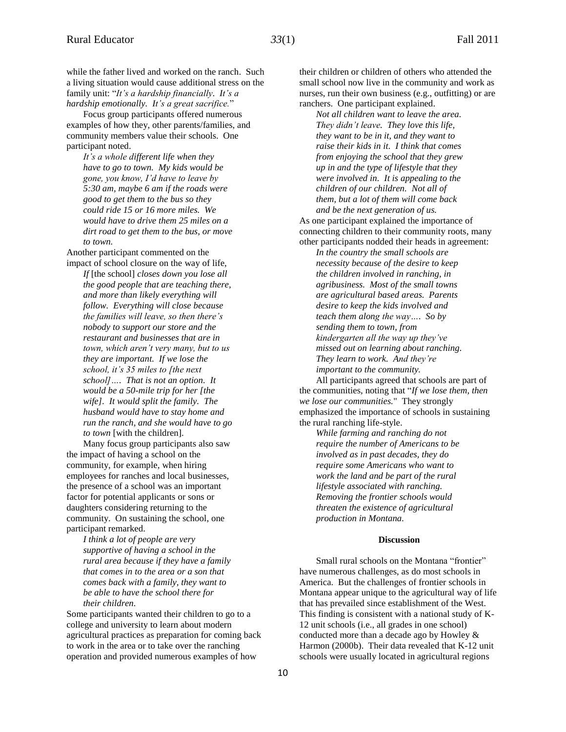while the father lived and worked on the ranch. Such a living situation would cause additional stress on the family unit: "*It's a hardship financially. It's a hardship emotionally. It's a great sacrifice.*"

Focus group participants offered numerous examples of how they, other parents/families, and community members value their schools. One participant noted.

> *It's a whole different life when they have to go to town. My kids would be gone, you know, I'd have to leave by 5:30 am, maybe 6 am if the roads were good to get them to the bus so they could ride 15 or 16 more miles. We would have to drive them 25 miles on a dirt road to get them to the bus, or move to town.*

Another participant commented on the impact of school closure on the way of life,

> *If* [the school] *closes down you lose all the good people that are teaching there, and more than likely everything will follow. Everything will close because the families will leave, so then there's nobody to support our store and the restaurant and businesses that are in town, which aren't very many, but to us they are important. If we lose the school, it's 35 miles to [the next school]…. That is not an option. It would be a 50-mile trip for her [the wife]. It would split the family. The husband would have to stay home and run the ranch, and she would have to go to town* [with the children].

Many focus group participants also saw the impact of having a school on the community, for example, when hiring employees for ranches and local businesses, the presence of a school was an important factor for potential applicants or sons or daughters considering returning to the community. On sustaining the school, one participant remarked.

> *I think a lot of people are very supportive of having a school in the rural area because if they have a family that comes in to the area or a son that comes back with a family, they want to be able to have the school there for their children.*

Some participants wanted their children to go to a college and university to learn about modern agricultural practices as preparation for coming back to work in the area or to take over the ranching operation and provided numerous examples of how their children or children of others who attended the small school now live in the community and work as nurses, run their own business (e.g., outfitting) or are ranchers. One participant explained.

> *Not all children want to leave the area. They didn't leave. They love this life, they want to be in it, and they want to raise their kids in it. I think that comes from enjoying the school that they grew up in and the type of lifestyle that they were involved in. It is appealing to the children of our children. Not all of them, but a lot of them will come back and be the next generation of us.*

As one participant explained the importance of connecting children to their community roots, many other participants nodded their heads in agreement:

> *In the country the small schools are necessity because of the desire to keep the children involved in ranching, in agribusiness. Most of the small towns are agricultural based areas. Parents desire to keep the kids involved and teach them along the way…. So by sending them to town, from kindergarten all the way up they've missed out on learning about ranching. They learn to work. And they're important to the community.*

All participants agreed that schools are part of the communities, noting that "*If we lose them, then we lose our communities.*" They strongly emphasized the importance of schools in sustaining the rural ranching life-style.

> *While farming and ranching do not require the number of Americans to be involved as in past decades, they do require some Americans who want to work the land and be part of the rural lifestyle associated with ranching. Removing the frontier schools would threaten the existence of agricultural production in Montana.*

## Discussion

Small rural schools on the Montana "frontier" have numerous challenges, as do most schools in America. But the challenges of frontier schools in Montana appear unique to the agricultural way of life that has prevailed since establishment of the West. This finding is consistent with a national study of K-12 unit schools (i.e., all grades in one school) conducted more than a decade ago by Howley & Harmon (2000b). Their data revealed that K-12 unit schools were usually located in agricultural regions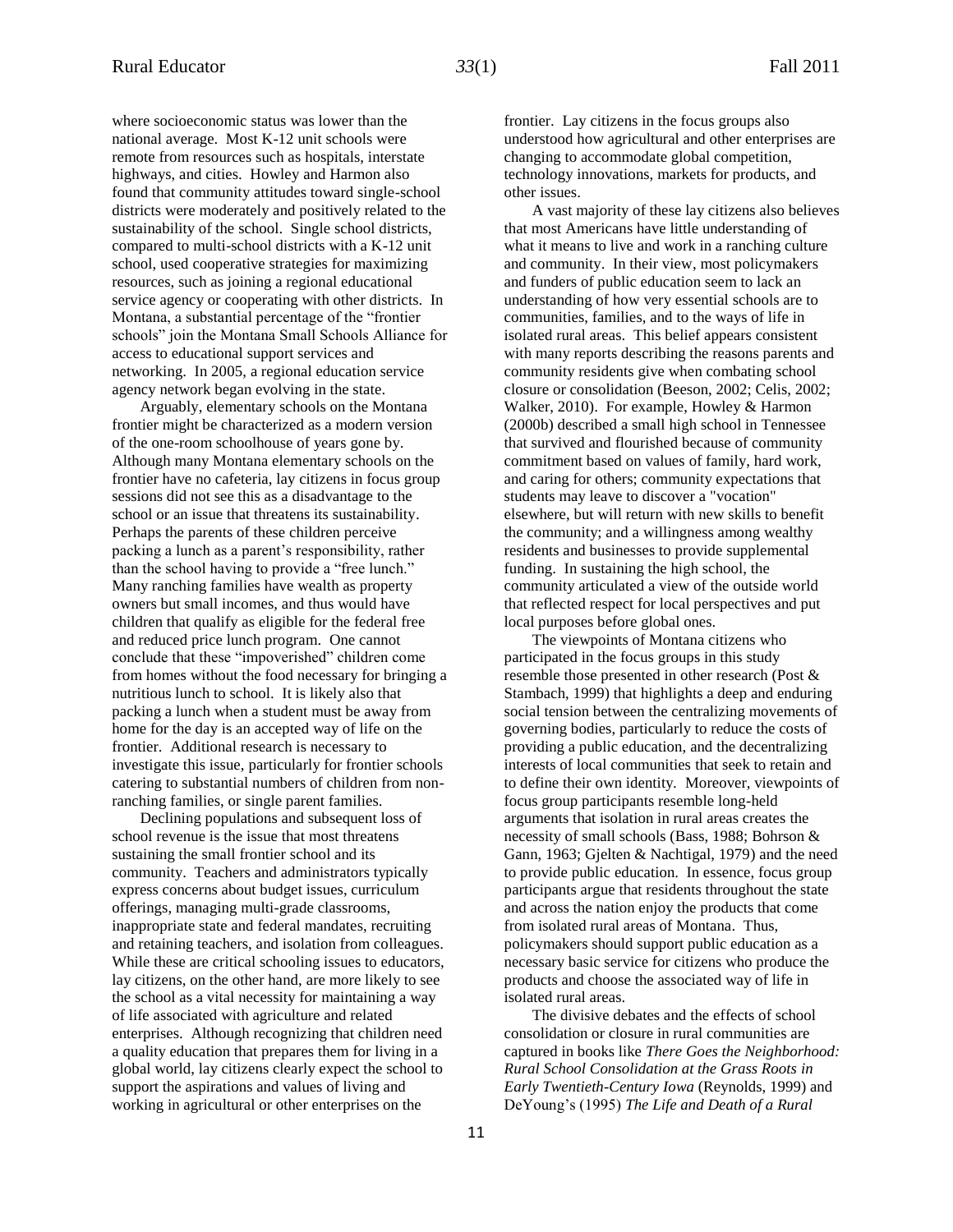where socioeconomic status was lower than the national average. Most K-12 unit schools were remote from resources such as hospitals, interstate highways, and cities. Howley and Harmon also found that community attitudes toward single-school districts were moderately and positively related to the sustainability of the school. Single school districts, compared to multi-school districts with a K-12 unit school, used cooperative strategies for maximizing resources, such as joining a regional educational service agency or cooperating with other districts. In Montana, a substantial percentage of the "frontier schools" join the Montana Small Schools Alliance for access to educational support services and networking. In 2005, a regional education service agency network began evolving in the state.

Arguably, elementary schools on the Montana frontier might be characterized as a modern version of the one-room schoolhouse of years gone by. Although many Montana elementary schools on the frontier have no cafeteria, lay citizens in focus group sessions did not see this as a disadvantage to the school or an issue that threatens its sustainability. Perhaps the parents of these children perceive packing a lunch as a parent's responsibility, rather than the school having to provide a "free lunch." Many ranching families have wealth as property owners but small incomes, and thus would have children that qualify as eligible for the federal free and reduced price lunch program. One cannot conclude that these "impoverished" children come from homes without the food necessary for bringing a nutritious lunch to school. It is likely also that packing a lunch when a student must be away from home for the day is an accepted way of life on the frontier. Additional research is necessary to investigate this issue, particularly for frontier schools catering to substantial numbers of children from non-ranching families, or single parent families.

Declining populations and subsequent loss of school revenue is the issue that most threatens sustaining the small frontier school and its community. Teachers and administrators typically express concerns about budget issues, curriculum offerings, managing multi-grade classrooms, inappropriate state and federal mandates, recruiting and retaining teachers, and isolation from colleagues. While these are critical schooling issues to educators, lay citizens, on the other hand, are more likely to see the school as a vital necessity for maintaining a way of life associated with agriculture and related enterprises. Although recognizing that children need a quality education that prepares them for living in a global world, lay citizens clearly expect the school to support the aspirations and values of living and working in agricultural or other enterprises on the frontier. Lay citizens in the focus groups also understood how agricultural and other enterprises are changing to accommodate global competition, technology innovations, markets for products, and other issues.

A vast majority of these lay citizens also believes that most Americans have little understanding of what it means to live and work in a ranching culture and community. In their view, most policymakers and funders of public education seem to lack an understanding of how very essential schools are to communities, families, and to the ways of life in isolated rural areas. This belief appears consistent with many reports describing the reasons parents and community residents give when combating school closure or consolidation (Beeson, 2002; Celis, 2002; Walker, 2010). For example, Howley & Harmon (2000b) described a small high school in Tennessee that survived and flourished because of community commitment based on values of family, hard work, and caring for others; community expectations that students may leave to discover a "vocation" elsewhere, but will return with new skills to benefit the community; and a willingness among wealthy residents and businesses to provide supplemental funding. In sustaining the high school, the community articulated a view of the outside world that reflected respect for local perspectives and put local purposes before global ones.

The viewpoints of Montana citizens who participated in the focus groups in this study resemble those presented in other research (Post & Stambach, 1999) that highlights a deep and enduring social tension between the centralizing movements of governing bodies, particularly to reduce the costs of providing a public education, and the decentralizing interests of local communities that seek to retain and to define their own identity. Moreover, viewpoints of focus group participants resemble long-held arguments that isolation in rural areas creates the necessity of small schools (Bass, 1988; Bohrson & Gann, 1963; Gjelten & Nachtigal, 1979) and the need to provide public education. In essence, focus group participants argue that residents throughout the state and across the nation enjoy the products that come from isolated rural areas of Montana. Thus, policymakers should support public education as a necessary basic service for citizens who produce the products and choose the associated way of life in isolated rural areas.

The divisive debates and the effects of school consolidation or closure in rural communities are captured in books like *There Goes the Neighborhood: Rural School Consolidation at the Grass Roots in Early Twentieth-Century Iowa* (Reynolds, 1999) and DeYoung's (1995) *The Life and Death of a Rural*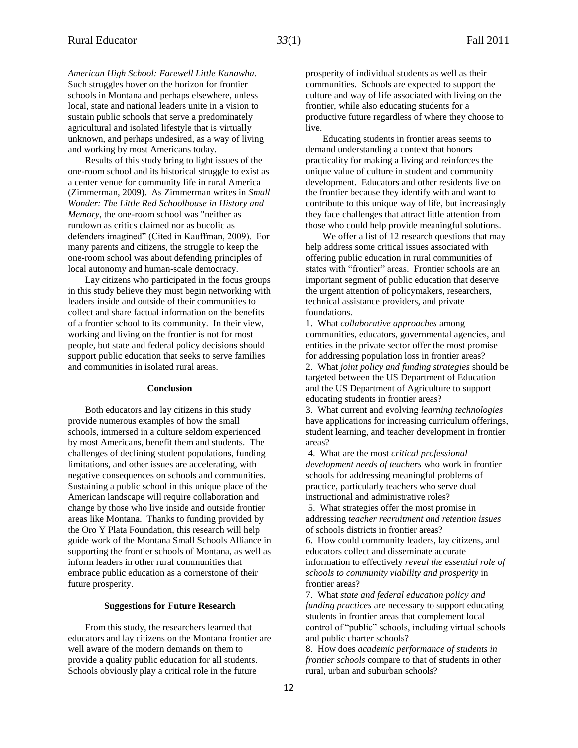*American High School: Farewell Little Kanawha*. Such struggles hover on the horizon for frontier schools in Montana and perhaps elsewhere, unless local, state and national leaders unite in a vision to sustain public schools that serve a predominately agricultural and isolated lifestyle that is virtually unknown, and perhaps undesired, as a way of living and working by most Americans today.

Results of this study bring to light issues of the one-room school and its historical struggle to exist as a center venue for community life in rural America (Zimmerman, 2009). As Zimmerman writes in *Small Wonder: The Little Red Schoolhouse in History and Memory*, the one-room school was "neither as rundown as critics claimed nor as bucolic as defenders imagined" (Cited in Kauffman, 2009). For many parents and citizens, the struggle to keep the one-room school was about defending principles of local autonomy and human-scale democracy.

Lay citizens who participated in the focus groups in this study believe they must begin networking with leaders inside and outside of their communities to collect and share factual information on the benefits of a frontier school to its community. In their view, working and living on the frontier is not for most people, but state and federal policy decisions should support public education that seeks to serve families and communities in isolated rural areas.

## Conclusion

Both educators and lay citizens in this study provide numerous examples of how the small schools, immersed in a culture seldom experienced by most Americans, benefit them and students. The challenges of declining student populations, funding limitations, and other issues are accelerating, with negative consequences on schools and communities. Sustaining a public school in this unique place of the American landscape will require collaboration and change by those who live inside and outside frontier areas like Montana. Thanks to funding provided by the Oro Y Plata Foundation, this research will help guide work of the Montana Small Schools Alliance in supporting the frontier schools of Montana, as well as inform leaders in other rural communities that embrace public education as a cornerstone of their future prosperity.

## Suggestions for Future Research

From this study, the researchers learned that educators and lay citizens on the Montana frontier are well aware of the modern demands on them to provide a quality public education for all students. Schools obviously play a critical role in the future prosperity of individual students as well as their communities. Schools are expected to support the culture and way of life associated with living on the frontier, while also educating students for a productive future regardless of where they choose to live.

Educating students in frontier areas seems to demand understanding a context that honors practicality for making a living and reinforces the unique value of culture in student and community development. Educators and other residents live on the frontier because they identify with and want to contribute to this unique way of life, but increasingly they face challenges that attract little attention from those who could help provide meaningful solutions.

We offer a list of 12 research questions that may help address some critical issues associated with offering public education in rural communities of states with "frontier" areas. Frontier schools are an important segment of public education that deserve the urgent attention of policymakers, researchers, technical assistance providers, and private foundations.

1. What *collaborative approaches* among communities, educators, governmental agencies, and entities in the private sector offer the most promise for addressing population loss in frontier areas?
2. What *joint policy and funding strategies* should be targeted between the US Department of Education and the US Department of Agriculture to support educating students in frontier areas?
3. What current and evolving *learning technologies* have applications for increasing curriculum offerings, student learning, and teacher development in frontier areas?
4. What are the most *critical professional development needs of teachers* who work in frontier schools for addressing meaningful problems of practice, particularly teachers who serve dual instructional and administrative roles?
5. What strategies offer the most promise in addressing *teacher recruitment and retention issues* of schools districts in frontier areas?
6. How could community leaders, lay citizens, and educators collect and disseminate accurate information to effectively *reveal the essential role of schools to community viability and prosperity* in frontier areas?
7. What *state and federal education policy and funding practices* are necessary to support educating students in frontier areas that complement local control of "public" schools, including virtual schools and public charter schools?
8. How does *academic performance of students in frontier schools* compare to that of students in other rural, urban and suburban schools?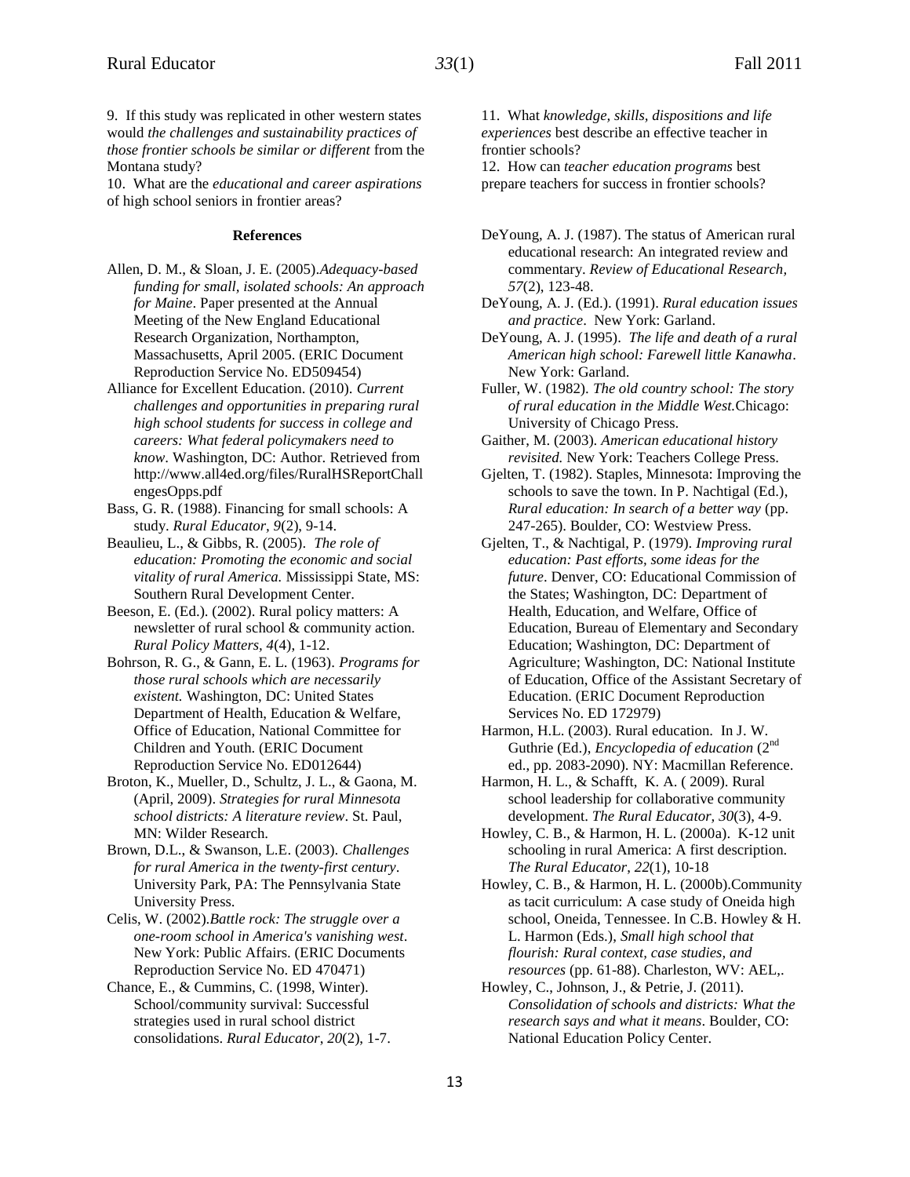9. If this study was replicated in other western states would *the challenges and sustainability practices of those frontier schools be similar or different* from the Montana study?

10. What are the *educational and career aspirations* of high school seniors in frontier areas?

11. What *knowledge, skills, dispositions and life experiences* best describe an effective teacher in frontier schools?

12. How can *teacher education programs* best prepare teachers for success in frontier schools?

### References

Allen, D. M., & Sloan, J. E. (2005).*Adequacy-based funding for small, isolated schools: An approach for Maine*. Paper presented at the Annual Meeting of the New England Educational Research Organization, Northampton, Massachusetts, April 2005. (ERIC Document Reproduction Service No. ED509454)

Alliance for Excellent Education. (2010). *Current challenges and opportunities in preparing rural high school students for success in college and careers: What federal policymakers need to know*. Washington, DC: Author. Retrieved from http://www.all4ed.org/files/RuralHSReportChallengesOpps.pdf

Bass, G. R. (1988). Financing for small schools: A study. *Rural Educator, 9*(2), 9-14.

Beaulieu, L., & Gibbs, R. (2005). *The role of education: Promoting the economic and social vitality of rural America.* Mississippi State, MS: Southern Rural Development Center.

Beeson, E. (Ed.). (2002). Rural policy matters: A newsletter of rural school & community action. *Rural Policy Matters, 4*(4), 1-12.

Bohrson, R. G., & Gann, E. L. (1963). *Programs for those rural schools which are necessarily existent.* Washington, DC: United States Department of Health, Education & Welfare, Office of Education, National Committee for Children and Youth. (ERIC Document Reproduction Service No. ED012644)

Broton, K., Mueller, D., Schultz, J. L., & Gaona, M. (April, 2009). *Strategies for rural Minnesota school districts: A literature review*. St. Paul, MN: Wilder Research.

Brown, D.L., & Swanson, L.E. (2003). *Challenges for rural America in the twenty-first century*. University Park, PA: The Pennsylvania State University Press.

Celis, W. (2002).*Battle rock: The struggle over a one-room school in America's vanishing west*. New York: Public Affairs. (ERIC Documents Reproduction Service No. ED 470471)

Chance, E., & Cummins, C. (1998, Winter). School/community survival: Successful strategies used in rural school district consolidations. *Rural Educator*, *20*(2), 1-7.

DeYoung, A. J. (1987). The status of American rural educational research: An integrated review and commentary. *Review of Educational Research, 57*(2), 123-48.

DeYoung, A. J. (Ed.). (1991). *Rural education issues and practice*. New York: Garland.

DeYoung, A. J. (1995). *The life and death of a rural American high school: Farewell little Kanawha*. New York: Garland.

Fuller, W. (1982). *The old country school: The story of rural education in the Middle West.*Chicago: University of Chicago Press.

Gaither, M. (2003). *American educational history revisited.* New York: Teachers College Press.

Gjelten, T. (1982). Staples, Minnesota: Improving the schools to save the town. In P. Nachtigal (Ed.), *Rural education: In search of a better way* (pp. 247-265). Boulder, CO: Westview Press.

Gjelten, T., & Nachtigal, P. (1979). *Improving rural education: Past efforts, some ideas for the future*. Denver, CO: Educational Commission of the States; Washington, DC: Department of Health, Education, and Welfare, Office of Education, Bureau of Elementary and Secondary Education; Washington, DC: Department of Agriculture; Washington, DC: National Institute of Education, Office of the Assistant Secretary of Education. (ERIC Document Reproduction Services No. ED 172979)

Harmon, H.L. (2003). Rural education. In J. W. Guthrie (Ed.), *Encyclopedia of education* (2nd ed., pp. 2083-2090). NY: Macmillan Reference.

Harmon, H. L., & Schafft, K. A. ( 2009). Rural school leadership for collaborative community development. *The Rural Educator*, *30*(3), 4-9.

Howley, C. B., & Harmon, H. L. (2000a). K-12 unit schooling in rural America: A first description. *The Rural Educator*, *22*(1), 10-18

Howley, C. B., & Harmon, H. L. (2000b).Community as tacit curriculum: A case study of Oneida high school, Oneida, Tennessee. In C.B. Howley & H. L. Harmon (Eds.), *Small high school that flourish: Rural context, case studies, and resources* (pp. 61-88). Charleston, WV: AEL,.

Howley, C., Johnson, J., & Petrie, J. (2011). *Consolidation of schools and districts: What the research says and what it means*. Boulder, CO: National Education Policy Center.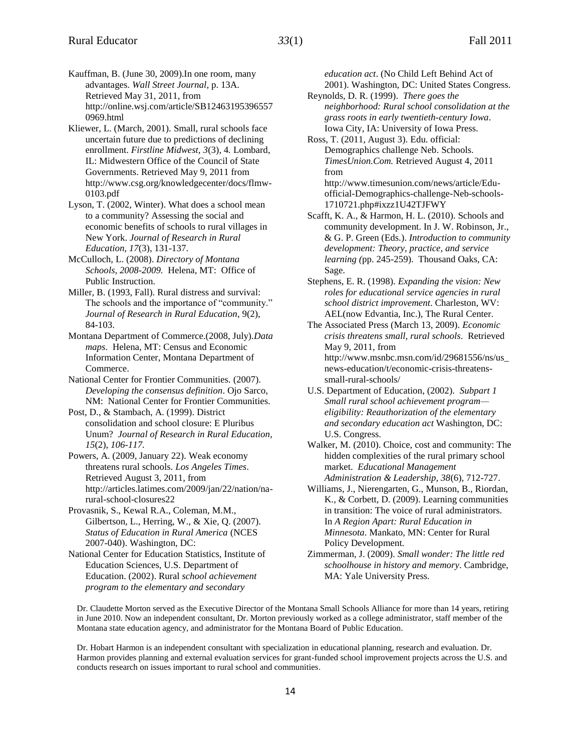Kauffman, B. (June 30, 2009).In one room, many advantages. *Wall Street Journal*, p. 13A. Retrieved May 31, 2011, from http://online.wsj.com/article/SB124631953965570969.html

Kliewer, L. (March, 2001). Small, rural schools face uncertain future due to predictions of declining enrollment. *Firstline Midwest, 3*(3), 4. Lombard, IL: Midwestern Office of the Council of State Governments. Retrieved May 9, 2011 from http://www.csg.org/knowledgecenter/docs/flmw-0103.pdf

Lyson, T. (2002, Winter). What does a school mean to a community? Assessing the social and economic benefits of schools to rural villages in New York. *Journal of Research in Rural Education, 17*(3), 131-137.

McCulloch, L. (2008). *Directory of Montana Schools, 2008-2009.* Helena, MT: Office of Public Instruction.

Miller, B. (1993, Fall). Rural distress and survival: The schools and the importance of "community." *Journal of Research in Rural Education*, 9(2), 84-103.

Montana Department of Commerce.(2008, July).*Data maps*. Helena, MT: Census and Economic Information Center, Montana Department of Commerce.

National Center for Frontier Communities. (2007). *Developing the consensus definition*. Ojo Sarco, NM: National Center for Frontier Communities.

Post, D., & Stambach, A. (1999). District consolidation and school closure: E Pluribus Unum? *Journal of Research in Rural Education, 15*(2), *106-117.*

Powers, A. (2009, January 22). Weak economy threatens rural schools. *Los Angeles Times*. Retrieved August 3, 2011, from http://articles.latimes.com/2009/jan/22/nation/na-rural-school-closures22

Provasnik, S., Kewal R.A., Coleman, M.M., Gilbertson, L., Herring, W., & Xie, Q. (2007). *Status of Education in Rural America* (NCES 2007-040). Washington, DC:

National Center for Education Statistics, Institute of Education Sciences, U.S. Department of Education. (2002). Rural *school achievement program to the elementary and secondary education act*. (No Child Left Behind Act of 2001). Washington, DC: United States Congress.

Reynolds, D. R. (1999). *There goes the neighborhood: Rural school consolidation at the grass roots in early twentieth-century Iowa*. Iowa City, IA: University of Iowa Press.

Ross, T. (2011, August 3). Edu. official: Demographics challenge Neb. Schools. *TimesUnion.Com.* Retrieved August 4, 2011 from http://www.timesunion.com/news/article/Edu-official-Demographics-challenge-Neb-schools-1710721.php#ixzz1U42TJFWY

Scafft, K. A., & Harmon, H. L. (2010). Schools and community development. In J. W. Robinson, Jr., & G. P. Green (Eds.). *Introduction to community development: Theory, practice, and service learning (*pp. 245-259). Thousand Oaks, CA: Sage.

Stephens, E. R. (1998). *Expanding the vision: New roles for educational service agencies in rural school district improvement*. Charleston, WV: AEL(now Edvantia, Inc.), The Rural Center.

The Associated Press (March 13, 2009). *Economic crisis threatens small, rural schools*. Retrieved May 9, 2011, from http://www.msnbc.msn.com/id/29681556/ns/us_news-education/t/economic-crisis-threatens-small-rural-schools/

U.S. Department of Education, (2002). *Subpart 1 Small rural school achievement program—eligibility: Reauthorization of the elementary and secondary education act* Washington, DC: U.S. Congress.

Walker, M. (2010). Choice, cost and community: The hidden complexities of the rural primary school market. *Educational Management Administration & Leadership, 38*(6), 712-727.

Williams, J., Nierengarten, G., Munson, B., Riordan, K., & Corbett, D. (2009). Learning communities in transition: The voice of rural administrators. In *A Region Apart: Rural Education in Minnesota*. Mankato, MN: Center for Rural Policy Development.

Zimmerman, J. (2009). *Small wonder: The little red schoolhouse in history and memory*. Cambridge, MA: Yale University Press.

Dr. Claudette Morton served as the Executive Director of the Montana Small Schools Alliance for more than 14 years, retiring in June 2010. Now an independent consultant, Dr. Morton previously worked as a college administrator, staff member of the Montana state education agency, and administrator for the Montana Board of Public Education.

Dr. Hobart Harmon is an independent consultant with specialization in educational planning, research and evaluation. Dr. Harmon provides planning and external evaluation services for grant-funded school improvement projects across the U.S. and conducts research on issues important to rural school and communities.